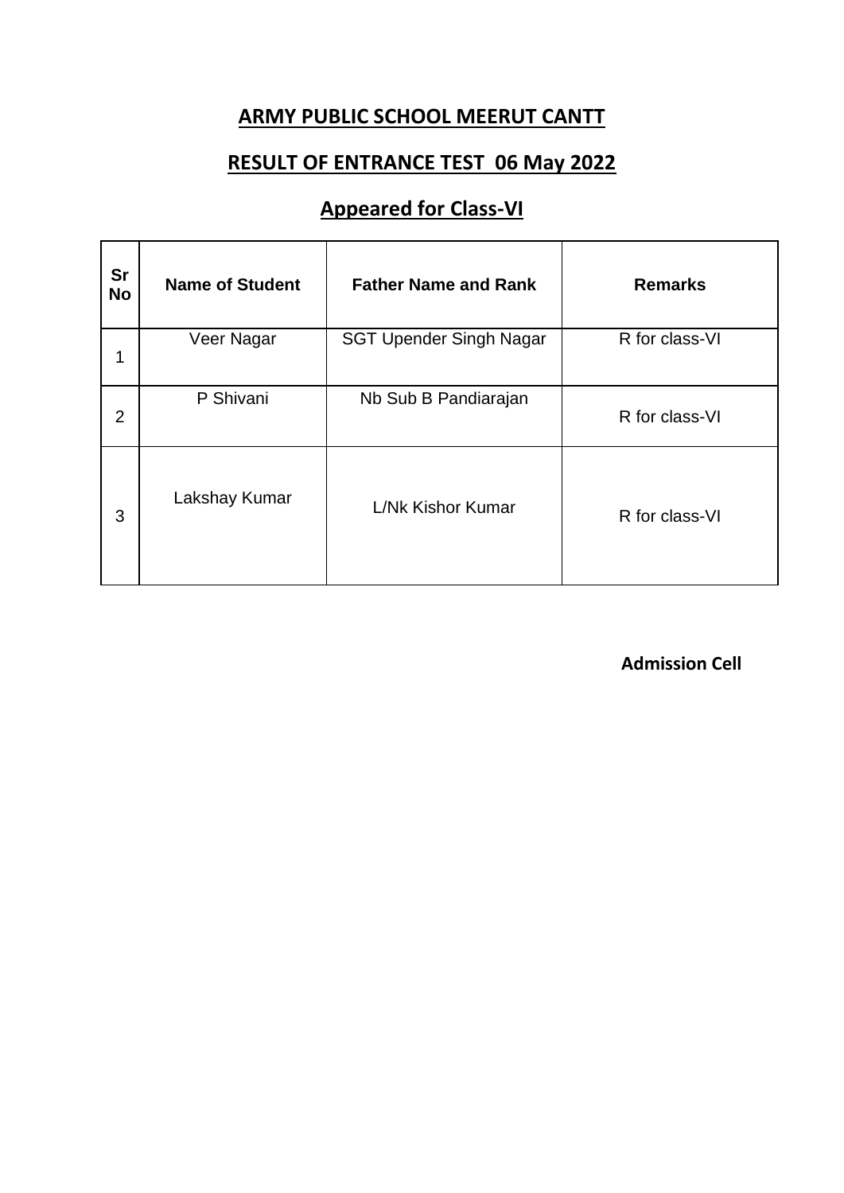# ARMY PUBLIC SCHOOL MEERUT CANTT

## RESULT OF ENTRANCE TEST 06 May 2022

## Appeared for Class-VI

| Sr No | Name of Student | Father Name and Rank | Remarks |
|---|---|---|---|
| 1 | Veer Nagar | SGT Upender Singh Nagar | R for class-VI |
| 2 | P Shivani | Nb Sub B Pandiarajan | R for class-VI |
| 3 | Lakshay Kumar | L/Nk Kishor Kumar | R for class-VI |

**Admission Cell**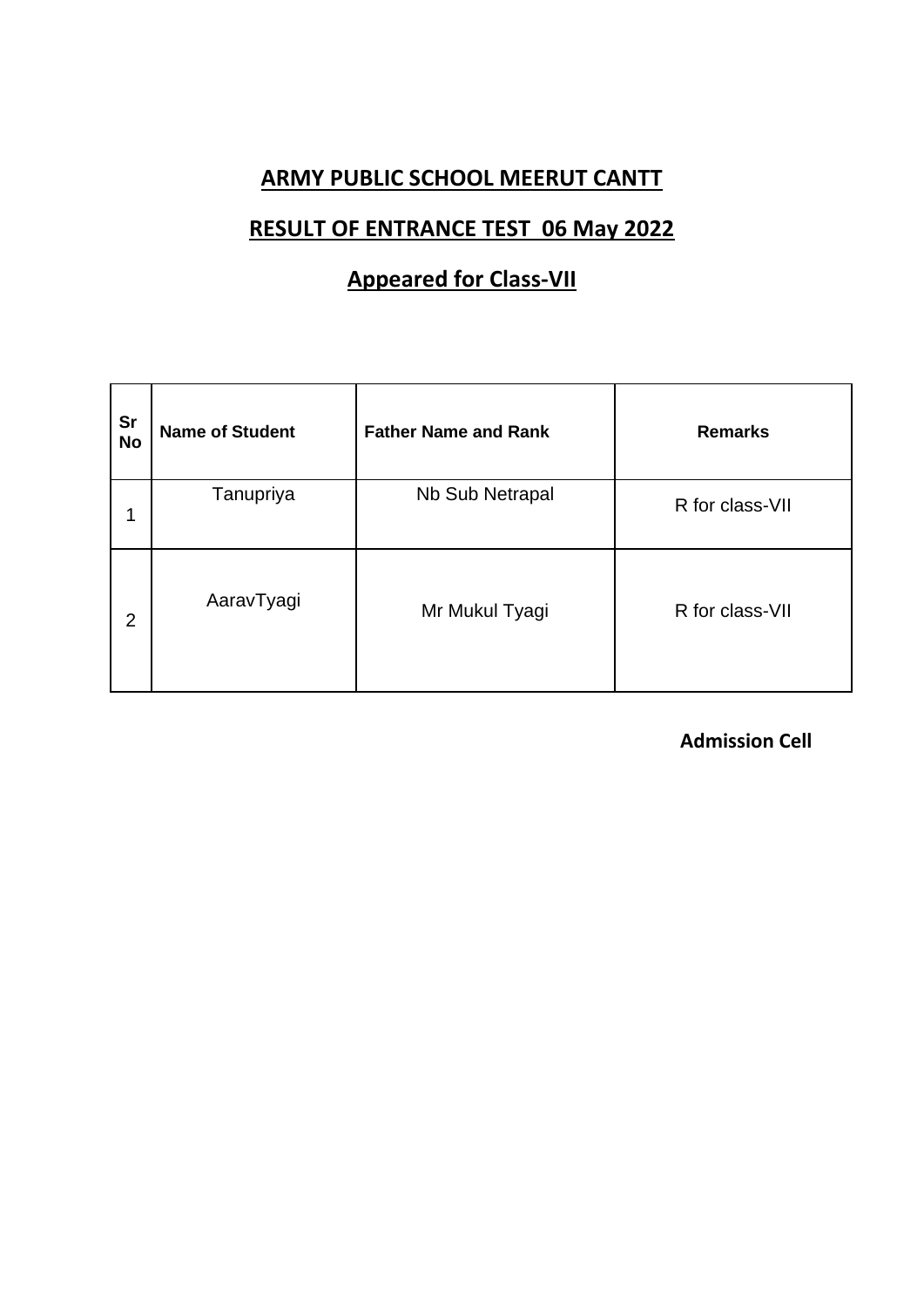# ARMY PUBLIC SCHOOL MEERUT CANTT

## RESULT OF ENTRANCE TEST 06 May 2022

## Appeared for Class-VII

| Sr No | Name of Student | Father Name and Rank | Remarks |
|---|---|---|---|
| 1 | Tanupriya | Nb Sub Netrapal | R for class-VII |
| 2 | AaravTyagi | Mr Mukul Tyagi | R for class-VII |

**Admission Cell**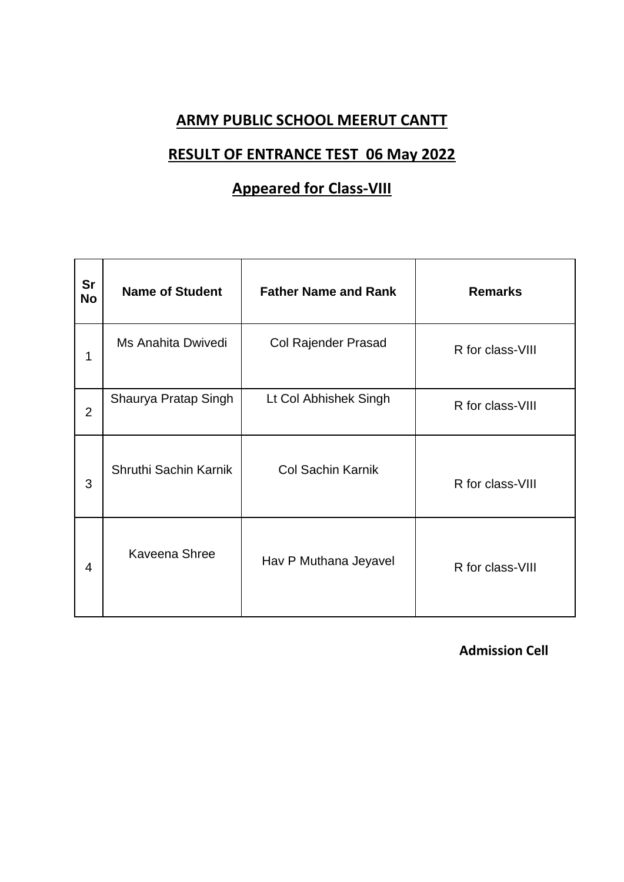# ARMY PUBLIC SCHOOL MEERUT CANTT

## RESULT OF ENTRANCE TEST 06 May 2022

## Appeared for Class-VIII

| Sr No | Name of Student | Father Name and Rank | Remarks |
|---|---|---|---|
| 1 | Ms Anahita Dwivedi | Col Rajender Prasad | R for class-VIII |
| 2 | Shaurya Pratap Singh | Lt Col Abhishek Singh | R for class-VIII |
| 3 | Shruthi Sachin Karnik | Col Sachin Karnik | R for class-VIII |
| 4 | Kaveena Shree | Hav P Muthana Jeyavel | R for class-VIII |

**Admission Cell**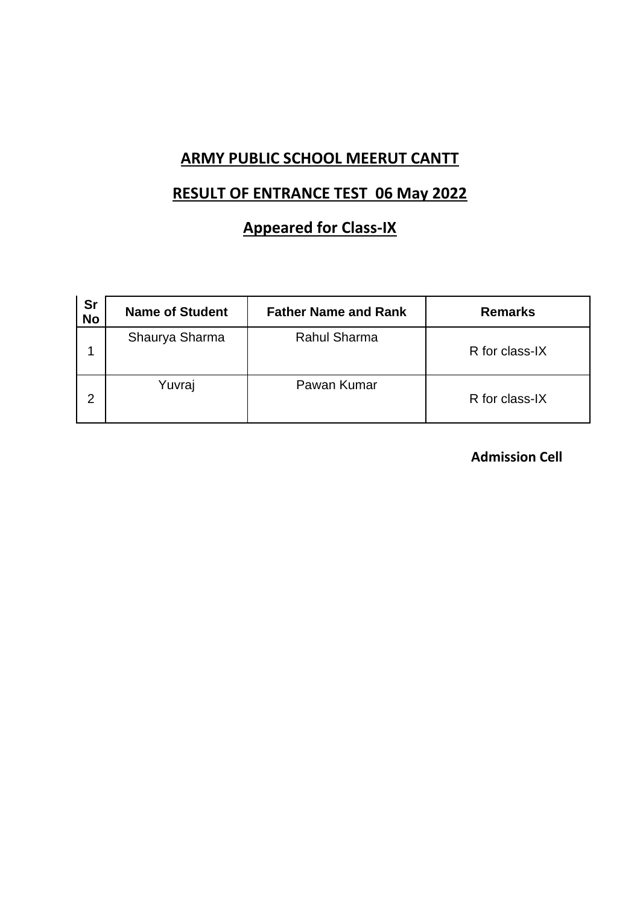# ARMY PUBLIC SCHOOL MEERUT CANTT

## RESULT OF ENTRANCE TEST 06 May 2022

## Appeared for Class-IX

| Sr No | Name of Student | Father Name and Rank | Remarks |
|---|---|---|---|
| 1 | Shaurya Sharma | Rahul Sharma | R for class-IX |
| 2 | Yuvraj | Pawan Kumar | R for class-IX |

**Admission Cell**